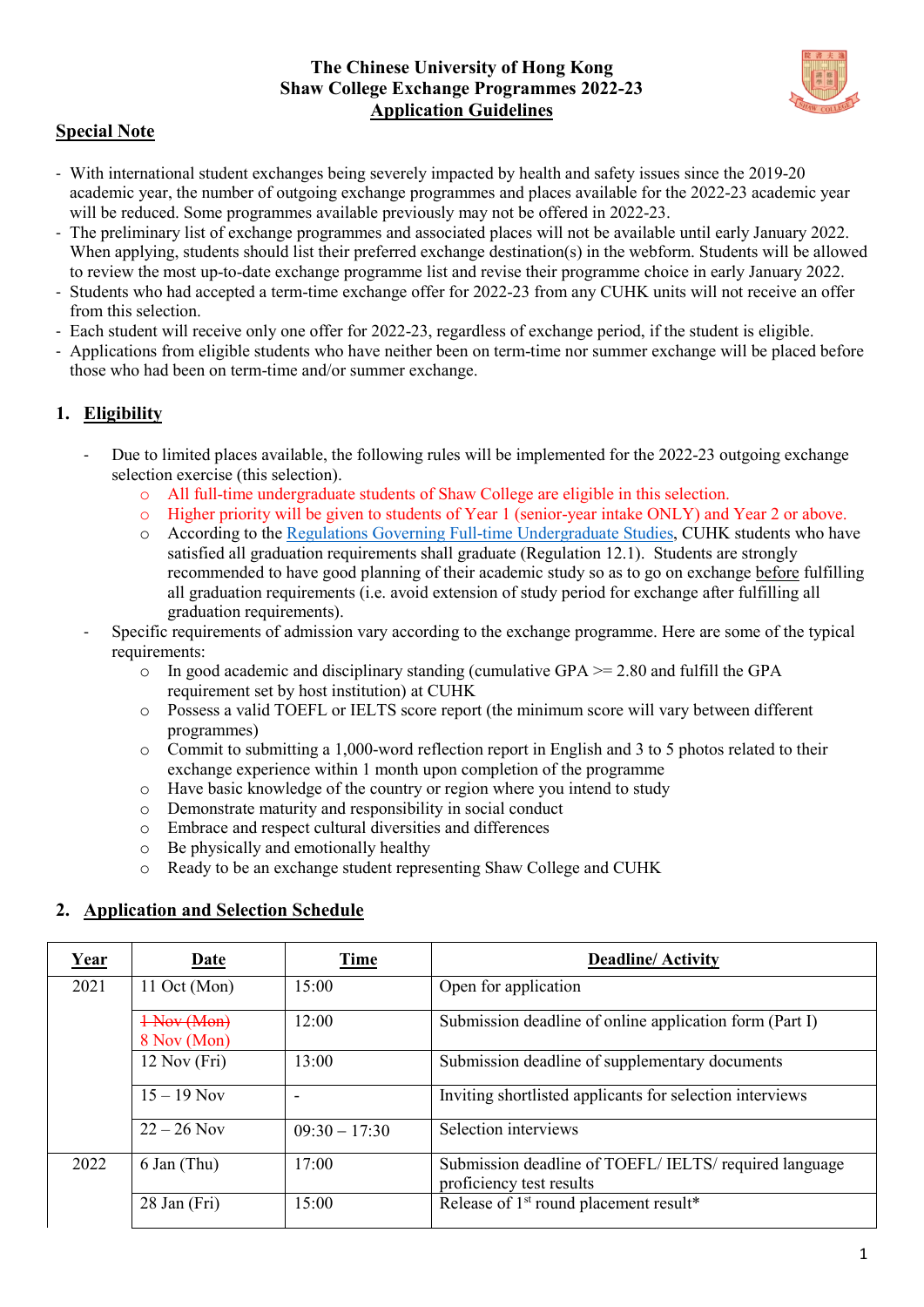# The Chinese University of Hong Kong
## Shaw College Exchange Programmes 2022-23
## Application Guidelines

### Special Note

- With international student exchanges being severely impacted by health and safety issues since the 2019-20 academic year, the number of outgoing exchange programmes and places available for the 2022-23 academic year will be reduced. Some programmes available previously may not be offered in 2022-23.
- The preliminary list of exchange programmes and associated places will not be available until early January 2022. When applying, students should list their preferred exchange destination(s) in the webform. Students will be allowed to review the most up-to-date exchange programme list and revise their programme choice in early January 2022.
- Students who had accepted a term-time exchange offer for 2022-23 from any CUHK units will not receive an offer from this selection.
- Each student will receive only one offer for 2022-23, regardless of exchange period, if the student is eligible.
- Applications from eligible students who have neither been on term-time nor summer exchange will be placed before those who had been on term-time and/or summer exchange.

### 1. Eligibility

- Due to limited places available, the following rules will be implemented for the 2022-23 outgoing exchange selection exercise (this selection).
  - All full-time undergraduate students of Shaw College are eligible in this selection.
  - Higher priority will be given to students of Year 1 (senior-year intake ONLY) and Year 2 or above.
  - According to the Regulations Governing Full-time Undergraduate Studies, CUHK students who have satisfied all graduation requirements shall graduate (Regulation 12.1). Students are strongly recommended to have good planning of their academic study so as to go on exchange before fulfilling all graduation requirements (i.e. avoid extension of study period for exchange after fulfilling all graduation requirements).
- Specific requirements of admission vary according to the exchange programme. Here are some of the typical requirements:
  - In good academic and disciplinary standing (cumulative GPA >= 2.80 and fulfill the GPA requirement set by host institution) at CUHK
  - Possess a valid TOEFL or IELTS score report (the minimum score will vary between different programmes)
  - Commit to submitting a 1,000-word reflection report in English and 3 to 5 photos related to their exchange experience within 1 month upon completion of the programme
  - Have basic knowledge of the country or region where you intend to study
  - Demonstrate maturity and responsibility in social conduct
  - Embrace and respect cultural diversities and differences
  - Be physically and emotionally healthy
  - Ready to be an exchange student representing Shaw College and CUHK

### 2. Application and Selection Schedule

| Year | Date | Time | Deadline/ Activity |
|---|---|---|---|
| 2021 | 11 Oct (Mon) | 15:00 | Open for application |
| | ~~1 Nov (Mon)~~ 8 Nov (Mon) | 12:00 | Submission deadline of online application form (Part I) |
| | 12 Nov (Fri) | 13:00 | Submission deadline of supplementary documents |
| | 15 – 19 Nov | - | Inviting shortlisted applicants for selection interviews |
| | 22 – 26 Nov | 09:30 – 17:30 | Selection interviews |
| 2022 | 6 Jan (Thu) | 17:00 | Submission deadline of TOEFL/ IELTS/ required language proficiency test results |
| | 28 Jan (Fri) | 15:00 | Release of 1st round placement result* |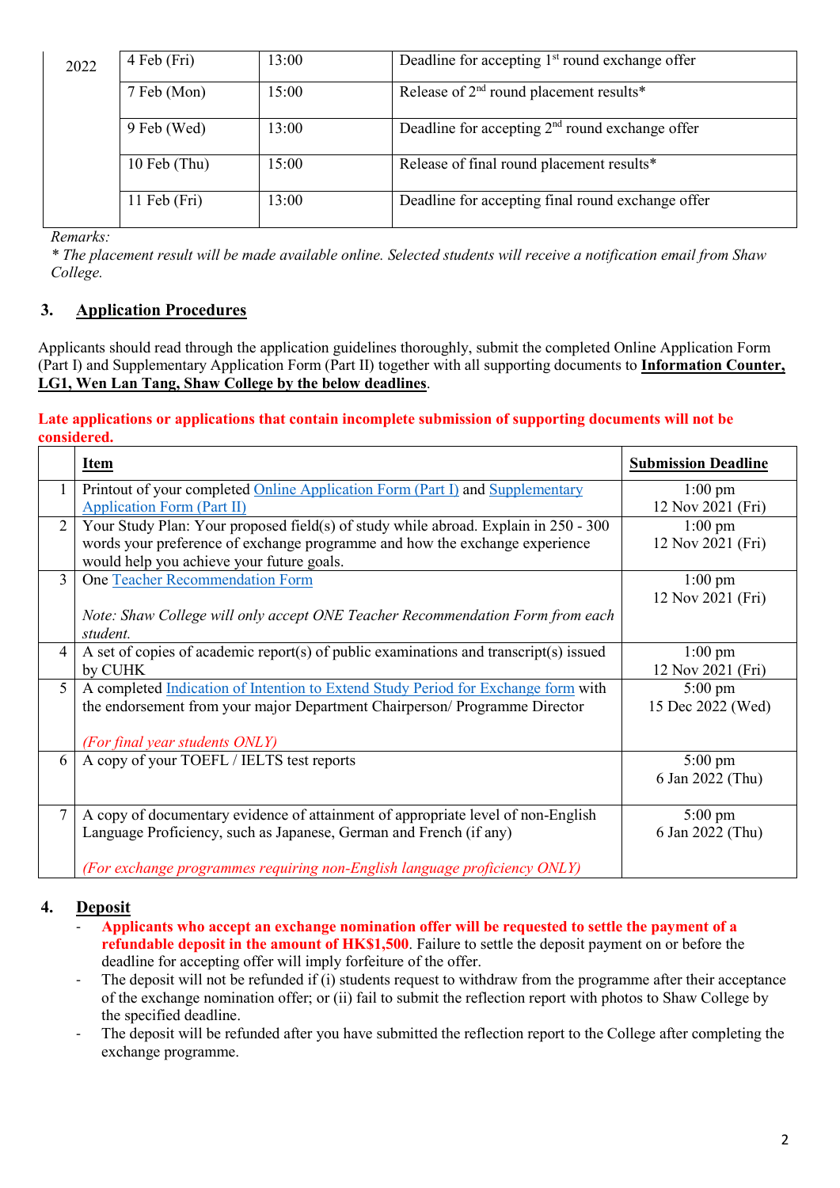| | | | |
|---|---|---|---|
| 2022 | 4 Feb (Fri) | 13:00 | Deadline for accepting 1st round exchange offer |
| | 7 Feb (Mon) | 15:00 | Release of 2nd round placement results* |
| | 9 Feb (Wed) | 13:00 | Deadline for accepting 2nd round exchange offer |
| | 10 Feb (Thu) | 15:00 | Release of final round placement results* |
| | 11 Feb (Fri) | 13:00 | Deadline for accepting final round exchange offer |

*Remarks:*
*\* The placement result will be made available online. Selected students will receive a notification email from Shaw College.*

## 3. Application Procedures

Applicants should read through the application guidelines thoroughly, submit the completed Online Application Form (Part I) and Supplementary Application Form (Part II) together with all supporting documents to **Information Counter, LG1, Wen Lan Tang, Shaw College by the below deadlines**.

**Late applications or applications that contain incomplete submission of supporting documents will not be considered.**

| | **Item** | **Submission Deadline** |
|---|---|---|
| 1 | Printout of your completed Online Application Form (Part I) and Supplementary Application Form (Part II) | 1:00 pm 12 Nov 2021 (Fri) |
| 2 | Your Study Plan: Your proposed field(s) of study while abroad. Explain in 250 - 300 words your preference of exchange programme and how the exchange experience would help you achieve your future goals. | 1:00 pm 12 Nov 2021 (Fri) |
| 3 | One Teacher Recommendation Form<br><br>*Note: Shaw College will only accept ONE Teacher Recommendation Form from each student.* | 1:00 pm 12 Nov 2021 (Fri) |
| 4 | A set of copies of academic report(s) of public examinations and transcript(s) issued by CUHK | 1:00 pm 12 Nov 2021 (Fri) |
| 5 | A completed Indication of Intention to Extend Study Period for Exchange form with the endorsement from your major Department Chairperson/ Programme Director<br><br>*(For final year students ONLY)* | 5:00 pm 15 Dec 2022 (Wed) |
| 6 | A copy of your TOEFL / IELTS test reports | 5:00 pm 6 Jan 2022 (Thu) |
| 7 | A copy of documentary evidence of attainment of appropriate level of non-English Language Proficiency, such as Japanese, German and French (if any)<br><br>*(For exchange programmes requiring non-English language proficiency ONLY)* | 5:00 pm 6 Jan 2022 (Thu) |

## 4. Deposit

- **Applicants who accept an exchange nomination offer will be requested to settle the payment of a refundable deposit in the amount of HK$1,500**. Failure to settle the deposit payment on or before the deadline for accepting offer will imply forfeiture of the offer.
- The deposit will not be refunded if (i) students request to withdraw from the programme after their acceptance of the exchange nomination offer; or (ii) fail to submit the reflection report with photos to Shaw College by the specified deadline.
- The deposit will be refunded after you have submitted the reflection report to the College after completing the exchange programme.